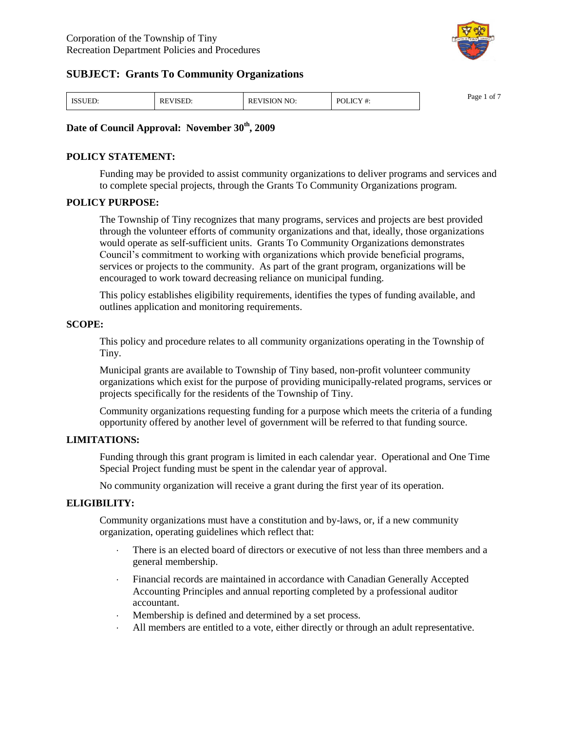Corporation of the Township of Tiny
Recreation Department Policies and Procedures

## SUBJECT: Grants To Community Organizations

| ISSUED: | REVISED: | REVISION NO: | POLICY #: |
|---|---|---|---|

**Date of Council Approval: November 30th, 2009**

### POLICY STATEMENT:

Funding may be provided to assist community organizations to deliver programs and services and to complete special projects, through the Grants To Community Organizations program.

### POLICY PURPOSE:

The Township of Tiny recognizes that many programs, services and projects are best provided through the volunteer efforts of community organizations and that, ideally, those organizations would operate as self-sufficient units. Grants To Community Organizations demonstrates Council's commitment to working with organizations which provide beneficial programs, services or projects to the community. As part of the grant program, organizations will be encouraged to work toward decreasing reliance on municipal funding.

This policy establishes eligibility requirements, identifies the types of funding available, and outlines application and monitoring requirements.

### SCOPE:

This policy and procedure relates to all community organizations operating in the Township of Tiny.

Municipal grants are available to Township of Tiny based, non-profit volunteer community organizations which exist for the purpose of providing municipally-related programs, services or projects specifically for the residents of the Township of Tiny.

Community organizations requesting funding for a purpose which meets the criteria of a funding opportunity offered by another level of government will be referred to that funding source.

### LIMITATIONS:

Funding through this grant program is limited in each calendar year. Operational and One Time Special Project funding must be spent in the calendar year of approval.

No community organization will receive a grant during the first year of its operation.

### ELIGIBILITY:

Community organizations must have a constitution and by-laws, or, if a new community organization, operating guidelines which reflect that:

- There is an elected board of directors or executive of not less than three members and a general membership.
- Financial records are maintained in accordance with Canadian Generally Accepted Accounting Principles and annual reporting completed by a professional auditor accountant.
- Membership is defined and determined by a set process.
- All members are entitled to a vote, either directly or through an adult representative.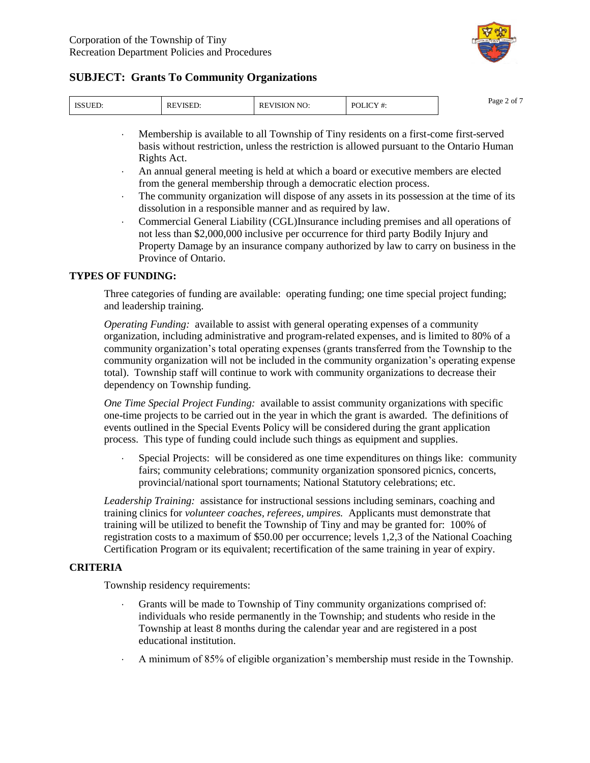- Membership is available to all Township of Tiny residents on a first-come first-served basis without restriction, unless the restriction is allowed pursuant to the Ontario Human Rights Act.
- An annual general meeting is held at which a board or executive members are elected from the general membership through a democratic election process.
- The community organization will dispose of any assets in its possession at the time of its dissolution in a responsible manner and as required by law.
- Commercial General Liability (CGL)Insurance including premises and all operations of not less than $2,000,000 inclusive per occurrence for third party Bodily Injury and Property Damage by an insurance company authorized by law to carry on business in the Province of Ontario.

## TYPES OF FUNDING:

Three categories of funding are available: operating funding; one time special project funding; and leadership training.

*Operating Funding:* available to assist with general operating expenses of a community organization, including administrative and program-related expenses, and is limited to 80% of a community organization's total operating expenses (grants transferred from the Township to the community organization will not be included in the community organization's operating expense total). Township staff will continue to work with community organizations to decrease their dependency on Township funding.

*One Time Special Project Funding:* available to assist community organizations with specific one-time projects to be carried out in the year in which the grant is awarded. The definitions of events outlined in the Special Events Policy will be considered during the grant application process. This type of funding could include such things as equipment and supplies.

- Special Projects: will be considered as one time expenditures on things like: community fairs; community celebrations; community organization sponsored picnics, concerts, provincial/national sport tournaments; National Statutory celebrations; etc.

*Leadership Training:* assistance for instructional sessions including seminars, coaching and training clinics for *volunteer coaches, referees, umpires.* Applicants must demonstrate that training will be utilized to benefit the Township of Tiny and may be granted for: 100% of registration costs to a maximum of $50.00 per occurrence; levels 1,2,3 of the National Coaching Certification Program or its equivalent; recertification of the same training in year of expiry.

## CRITERIA

Township residency requirements:

- Grants will be made to Township of Tiny community organizations comprised of: individuals who reside permanently in the Township; and students who reside in the Township at least 8 months during the calendar year and are registered in a post educational institution.
- A minimum of 85% of eligible organization's membership must reside in the Township.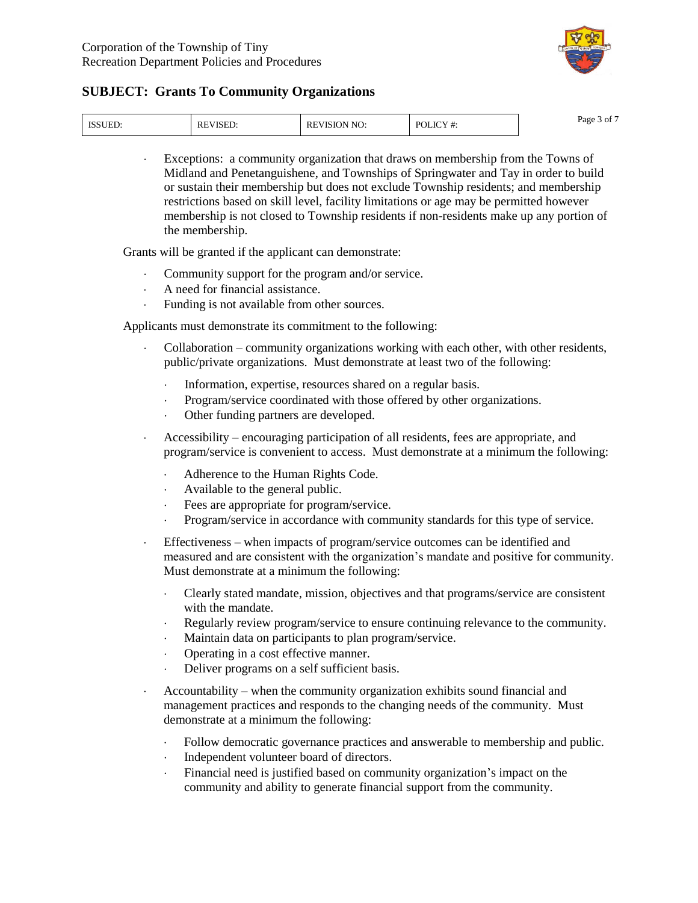- Exceptions: a community organization that draws on membership from the Towns of Midland and Penetanguishene, and Townships of Springwater and Tay in order to build or sustain their membership but does not exclude Township residents; and membership restrictions based on skill level, facility limitations or age may be permitted however membership is not closed to Township residents if non-residents make up any portion of the membership.

Grants will be granted if the applicant can demonstrate:

- Community support for the program and/or service.
- A need for financial assistance.
- Funding is not available from other sources.

Applicants must demonstrate its commitment to the following:

- Collaboration – community organizations working with each other, with other residents, public/private organizations. Must demonstrate at least two of the following:
  - Information, expertise, resources shared on a regular basis.
  - Program/service coordinated with those offered by other organizations.
  - Other funding partners are developed.
- Accessibility – encouraging participation of all residents, fees are appropriate, and program/service is convenient to access. Must demonstrate at a minimum the following:
  - Adherence to the Human Rights Code.
  - Available to the general public.
  - Fees are appropriate for program/service.
  - Program/service in accordance with community standards for this type of service.
- Effectiveness – when impacts of program/service outcomes can be identified and measured and are consistent with the organization's mandate and positive for community. Must demonstrate at a minimum the following:
  - Clearly stated mandate, mission, objectives and that programs/service are consistent with the mandate.
  - Regularly review program/service to ensure continuing relevance to the community.
  - Maintain data on participants to plan program/service.
  - Operating in a cost effective manner.
  - Deliver programs on a self sufficient basis.
- Accountability – when the community organization exhibits sound financial and management practices and responds to the changing needs of the community. Must demonstrate at a minimum the following:
  - Follow democratic governance practices and answerable to membership and public.
  - Independent volunteer board of directors.
  - Financial need is justified based on community organization's impact on the community and ability to generate financial support from the community.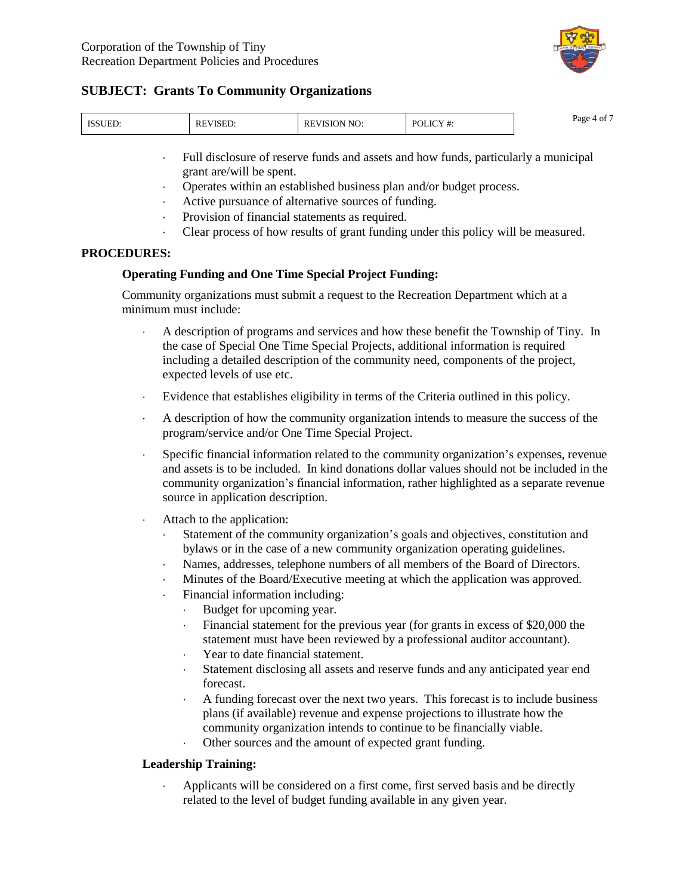- Full disclosure of reserve funds and assets and how funds, particularly a municipal grant are/will be spent.
- Operates within an established business plan and/or budget process.
- Active pursuance of alternative sources of funding.
- Provision of financial statements as required.
- Clear process of how results of grant funding under this policy will be measured.

**PROCEDURES:**

**Operating Funding and One Time Special Project Funding:**

Community organizations must submit a request to the Recreation Department which at a minimum must include:

- A description of programs and services and how these benefit the Township of Tiny. In the case of Special One Time Special Projects, additional information is required including a detailed description of the community need, components of the project, expected levels of use etc.
- Evidence that establishes eligibility in terms of the Criteria outlined in this policy.
- A description of how the community organization intends to measure the success of the program/service and/or One Time Special Project.
- Specific financial information related to the community organization's expenses, revenue and assets is to be included. In kind donations dollar values should not be included in the community organization's financial information, rather highlighted as a separate revenue source in application description.
- Attach to the application:
  - Statement of the community organization's goals and objectives, constitution and bylaws or in the case of a new community organization operating guidelines.
  - Names, addresses, telephone numbers of all members of the Board of Directors.
  - Minutes of the Board/Executive meeting at which the application was approved.
  - Financial information including:
    - Budget for upcoming year.
    - Financial statement for the previous year (for grants in excess of $20,000 the statement must have been reviewed by a professional auditor accountant).
    - Year to date financial statement.
    - Statement disclosing all assets and reserve funds and any anticipated year end forecast.
    - A funding forecast over the next two years. This forecast is to include business plans (if available) revenue and expense projections to illustrate how the community organization intends to continue to be financially viable.
    - Other sources and the amount of expected grant funding.

**Leadership Training:**

- Applicants will be considered on a first come, first served basis and be directly related to the level of budget funding available in any given year.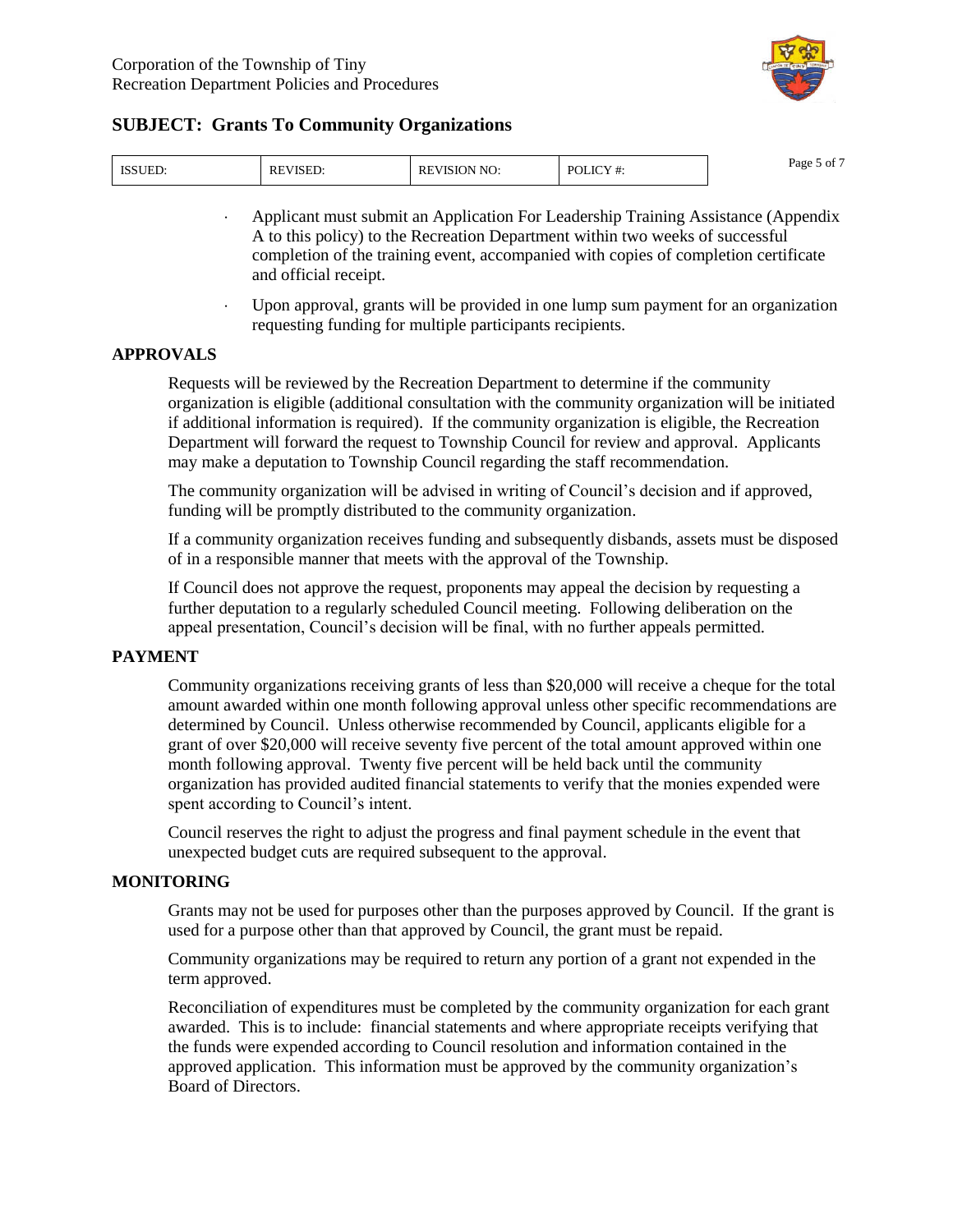- Applicant must submit an Application For Leadership Training Assistance (Appendix A to this policy) to the Recreation Department within two weeks of successful completion of the training event, accompanied with copies of completion certificate and official receipt.
- Upon approval, grants will be provided in one lump sum payment for an organization requesting funding for multiple participants recipients.

## APPROVALS

Requests will be reviewed by the Recreation Department to determine if the community organization is eligible (additional consultation with the community organization will be initiated if additional information is required). If the community organization is eligible, the Recreation Department will forward the request to Township Council for review and approval. Applicants may make a deputation to Township Council regarding the staff recommendation.

The community organization will be advised in writing of Council's decision and if approved, funding will be promptly distributed to the community organization.

If a community organization receives funding and subsequently disbands, assets must be disposed of in a responsible manner that meets with the approval of the Township.

If Council does not approve the request, proponents may appeal the decision by requesting a further deputation to a regularly scheduled Council meeting. Following deliberation on the appeal presentation, Council's decision will be final, with no further appeals permitted.

## PAYMENT

Community organizations receiving grants of less than $20,000 will receive a cheque for the total amount awarded within one month following approval unless other specific recommendations are determined by Council. Unless otherwise recommended by Council, applicants eligible for a grant of over $20,000 will receive seventy five percent of the total amount approved within one month following approval. Twenty five percent will be held back until the community organization has provided audited financial statements to verify that the monies expended were spent according to Council's intent.

Council reserves the right to adjust the progress and final payment schedule in the event that unexpected budget cuts are required subsequent to the approval.

## MONITORING

Grants may not be used for purposes other than the purposes approved by Council. If the grant is used for a purpose other than that approved by Council, the grant must be repaid.

Community organizations may be required to return any portion of a grant not expended in the term approved.

Reconciliation of expenditures must be completed by the community organization for each grant awarded. This is to include: financial statements and where appropriate receipts verifying that the funds were expended according to Council resolution and information contained in the approved application. This information must be approved by the community organization's Board of Directors.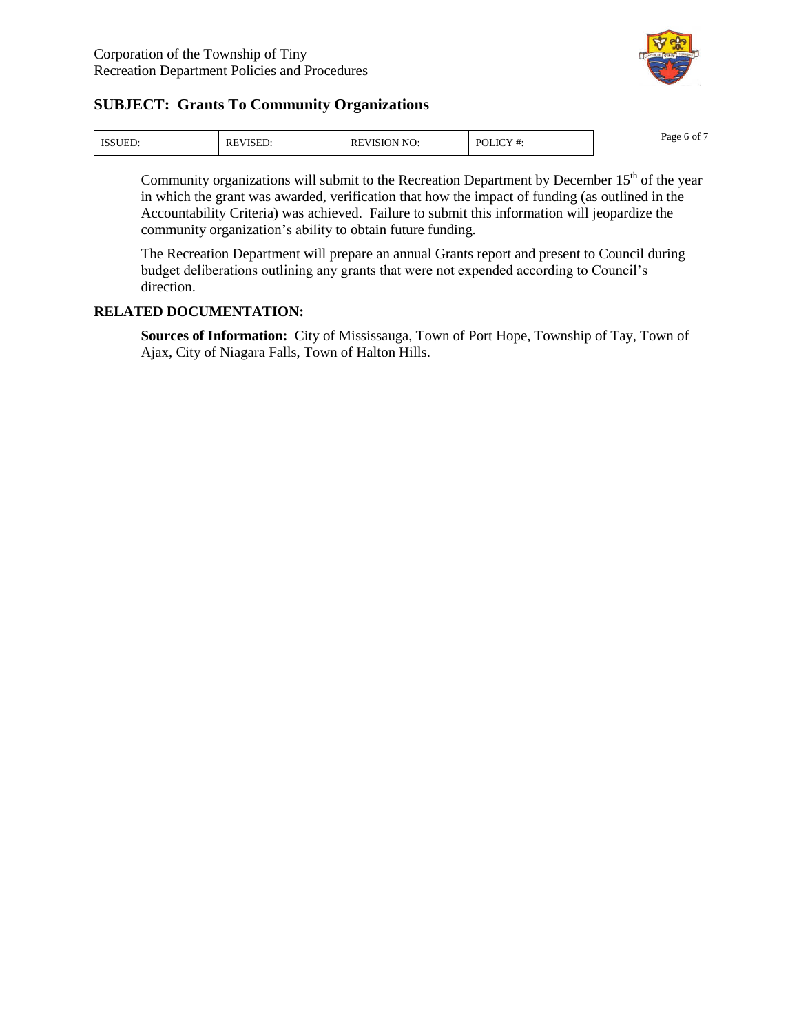Community organizations will submit to the Recreation Department by December 15th of the year in which the grant was awarded, verification that how the impact of funding (as outlined in the Accountability Criteria) was achieved. Failure to submit this information will jeopardize the community organization's ability to obtain future funding.

The Recreation Department will prepare an annual Grants report and present to Council during budget deliberations outlining any grants that were not expended according to Council's direction.

## RELATED DOCUMENTATION:

**Sources of Information:** City of Mississauga, Town of Port Hope, Township of Tay, Town of Ajax, City of Niagara Falls, Town of Halton Hills.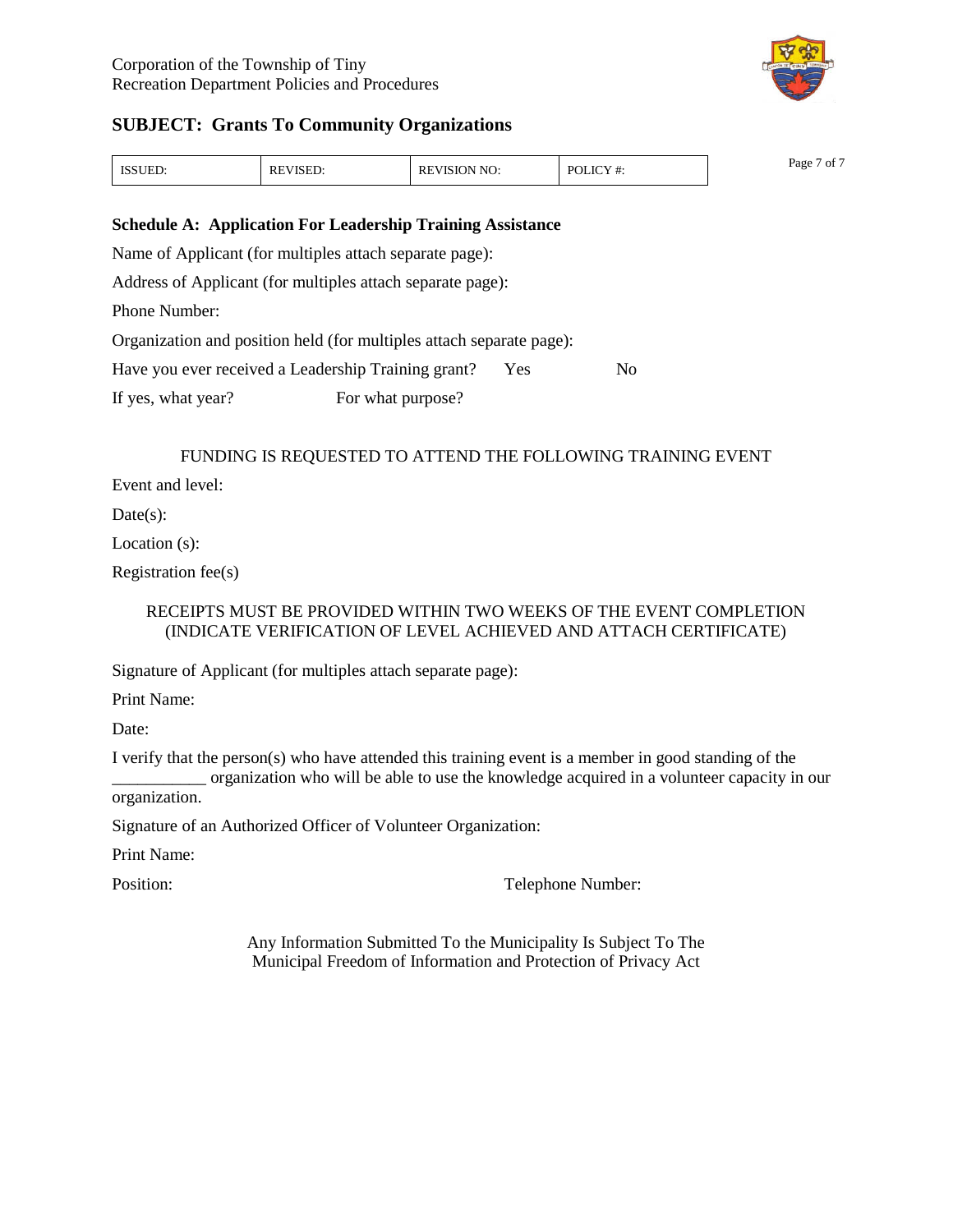Corporation of the Township of Tiny
Recreation Department Policies and Procedures

## SUBJECT: Grants To Community Organizations

| ISSUED: | REVISED: | REVISION NO: | POLICY #: |
|---|---|---|---|

### Schedule A: Application For Leadership Training Assistance

Name of Applicant (for multiples attach separate page):

Address of Applicant (for multiples attach separate page):

Phone Number:

Organization and position held (for multiples attach separate page):

Have you ever received a Leadership Training grant? Yes No

If yes, what year? For what purpose?

FUNDING IS REQUESTED TO ATTEND THE FOLLOWING TRAINING EVENT

Event and level:

Date(s):

Location (s):

Registration fee(s)

RECEIPTS MUST BE PROVIDED WITHIN TWO WEEKS OF THE EVENT COMPLETION (INDICATE VERIFICATION OF LEVEL ACHIEVED AND ATTACH CERTIFICATE)

Signature of Applicant (for multiples attach separate page):

Print Name:

Date:

I verify that the person(s) who have attended this training event is a member in good standing of the ___________ organization who will be able to use the knowledge acquired in a volunteer capacity in our organization.

Signature of an Authorized Officer of Volunteer Organization:

Print Name:

Position: Telephone Number:

Any Information Submitted To the Municipality Is Subject To The Municipal Freedom of Information and Protection of Privacy Act